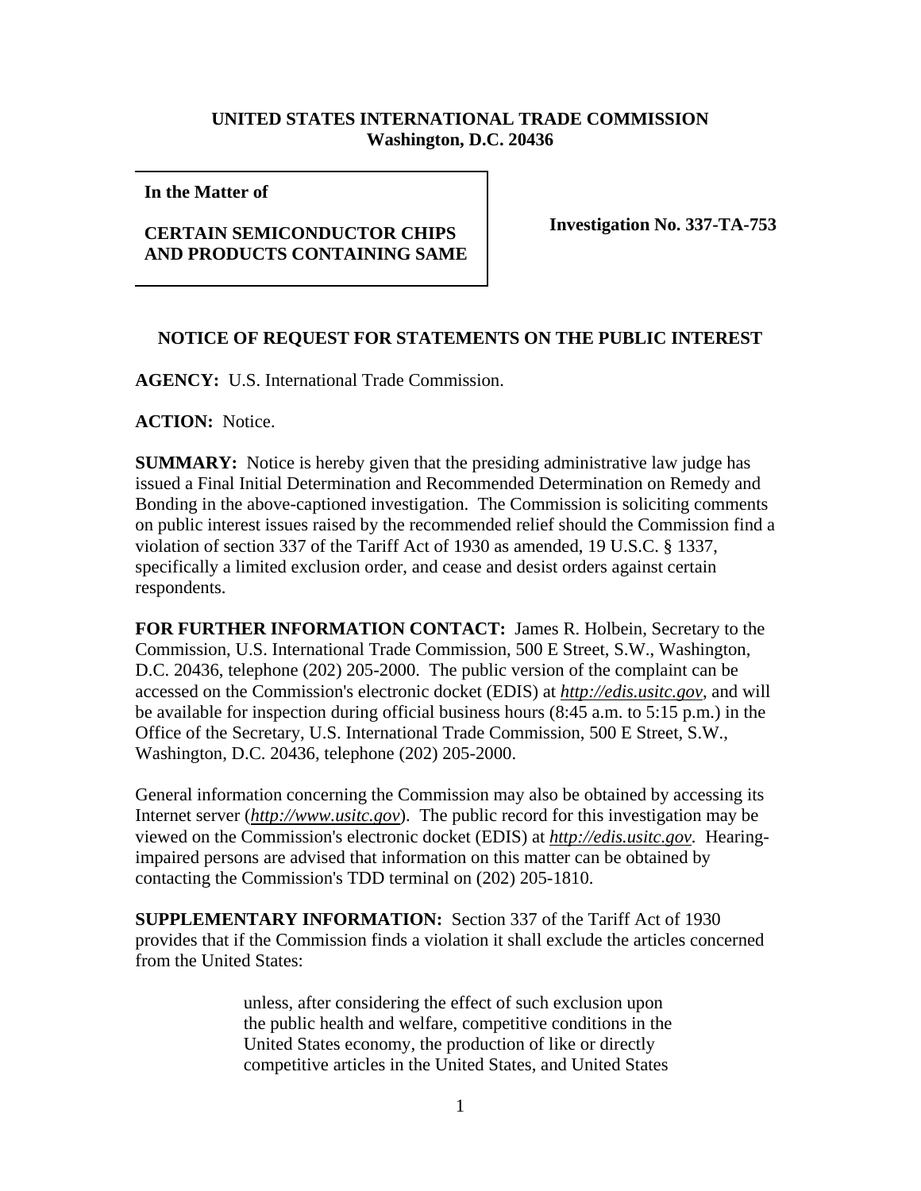**UNITED STATES INTERNATIONAL TRADE COMMISSION**
**Washington, D.C. 20436**

**In the Matter of**

**CERTAIN SEMICONDUCTOR CHIPS AND PRODUCTS CONTAINING SAME**

**Investigation No. 337-TA-753**

## NOTICE OF REQUEST FOR STATEMENTS ON THE PUBLIC INTEREST

**AGENCY:** U.S. International Trade Commission.

**ACTION:** Notice.

**SUMMARY:** Notice is hereby given that the presiding administrative law judge has issued a Final Initial Determination and Recommended Determination on Remedy and Bonding in the above-captioned investigation. The Commission is soliciting comments on public interest issues raised by the recommended relief should the Commission find a violation of section 337 of the Tariff Act of 1930 as amended, 19 U.S.C. § 1337, specifically a limited exclusion order, and cease and desist orders against certain respondents.

**FOR FURTHER INFORMATION CONTACT:** James R. Holbein, Secretary to the Commission, U.S. International Trade Commission, 500 E Street, S.W., Washington, D.C. 20436, telephone (202) 205-2000. The public version of the complaint can be accessed on the Commission's electronic docket (EDIS) at *http://edis.usitc.gov*, and will be available for inspection during official business hours (8:45 a.m. to 5:15 p.m.) in the Office of the Secretary, U.S. International Trade Commission, 500 E Street, S.W., Washington, D.C. 20436, telephone (202) 205-2000.

General information concerning the Commission may also be obtained by accessing its Internet server (*http://www.usitc.gov*). The public record for this investigation may be viewed on the Commission's electronic docket (EDIS) at *http://edis.usitc.gov.* Hearing-impaired persons are advised that information on this matter can be obtained by contacting the Commission's TDD terminal on (202) 205-1810.

**SUPPLEMENTARY INFORMATION:** Section 337 of the Tariff Act of 1930 provides that if the Commission finds a violation it shall exclude the articles concerned from the United States:

> unless, after considering the effect of such exclusion upon the public health and welfare, competitive conditions in the United States economy, the production of like or directly competitive articles in the United States, and United States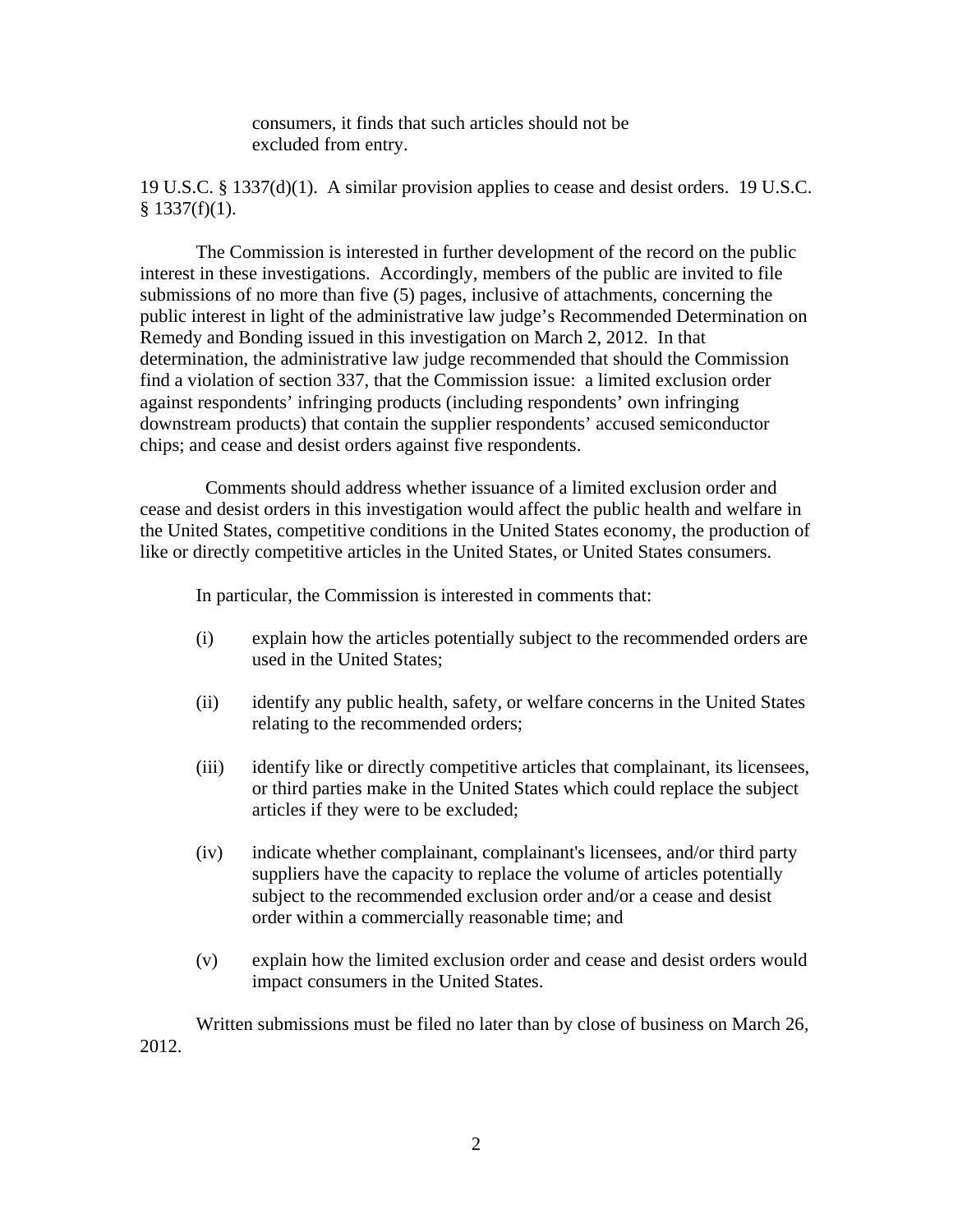> consumers, it finds that such articles should not be excluded from entry.

19 U.S.C. § 1337(d)(1). A similar provision applies to cease and desist orders. 19 U.S.C. § 1337(f)(1).

The Commission is interested in further development of the record on the public interest in these investigations. Accordingly, members of the public are invited to file submissions of no more than five (5) pages, inclusive of attachments, concerning the public interest in light of the administrative law judge's Recommended Determination on Remedy and Bonding issued in this investigation on March 2, 2012. In that determination, the administrative law judge recommended that should the Commission find a violation of section 337, that the Commission issue: a limited exclusion order against respondents' infringing products (including respondents' own infringing downstream products) that contain the supplier respondents' accused semiconductor chips; and cease and desist orders against five respondents.

Comments should address whether issuance of a limited exclusion order and cease and desist orders in this investigation would affect the public health and welfare in the United States, competitive conditions in the United States economy, the production of like or directly competitive articles in the United States, or United States consumers.

In particular, the Commission is interested in comments that:

(i) explain how the articles potentially subject to the recommended orders are used in the United States;

(ii) identify any public health, safety, or welfare concerns in the United States relating to the recommended orders;

(iii) identify like or directly competitive articles that complainant, its licensees, or third parties make in the United States which could replace the subject articles if they were to be excluded;

(iv) indicate whether complainant, complainant's licensees, and/or third party suppliers have the capacity to replace the volume of articles potentially subject to the recommended exclusion order and/or a cease and desist order within a commercially reasonable time; and

(v) explain how the limited exclusion order and cease and desist orders would impact consumers in the United States.

Written submissions must be filed no later than by close of business on March 26, 2012.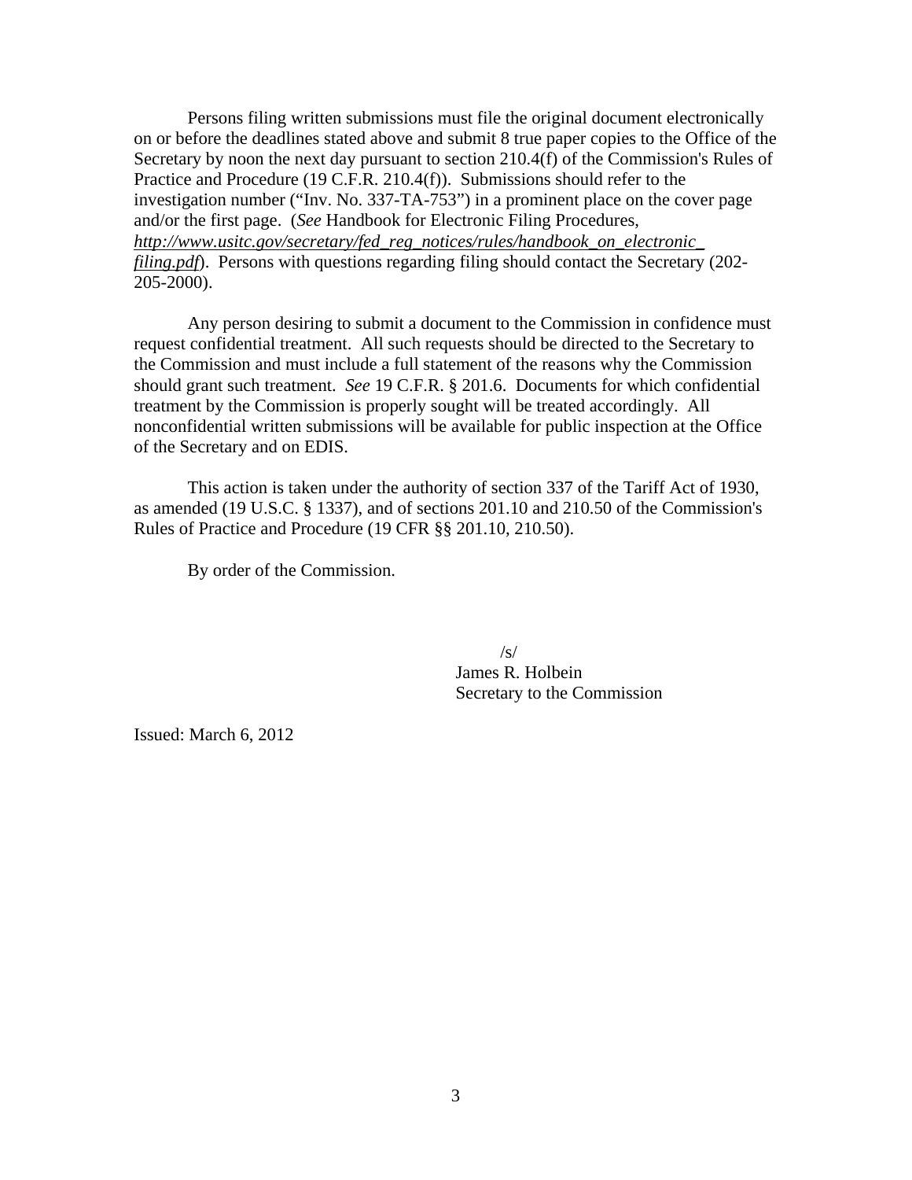Persons filing written submissions must file the original document electronically on or before the deadlines stated above and submit 8 true paper copies to the Office of the Secretary by noon the next day pursuant to section 210.4(f) of the Commission's Rules of Practice and Procedure (19 C.F.R. 210.4(f)). Submissions should refer to the investigation number ("Inv. No. 337-TA-753") in a prominent place on the cover page and/or the first page. (*See* Handbook for Electronic Filing Procedures, *http://www.usitc.gov/secretary/fed_reg_notices/rules/handbook_on_electronic_filing.pdf*). Persons with questions regarding filing should contact the Secretary (202-205-2000).

Any person desiring to submit a document to the Commission in confidence must request confidential treatment. All such requests should be directed to the Secretary to the Commission and must include a full statement of the reasons why the Commission should grant such treatment. *See* 19 C.F.R. § 201.6. Documents for which confidential treatment by the Commission is properly sought will be treated accordingly. All nonconfidential written submissions will be available for public inspection at the Office of the Secretary and on EDIS.

This action is taken under the authority of section 337 of the Tariff Act of 1930, as amended (19 U.S.C. § 1337), and of sections 201.10 and 210.50 of the Commission's Rules of Practice and Procedure (19 CFR §§ 201.10, 210.50).

By order of the Commission.

/s/
James R. Holbein
Secretary to the Commission

Issued: March 6, 2012